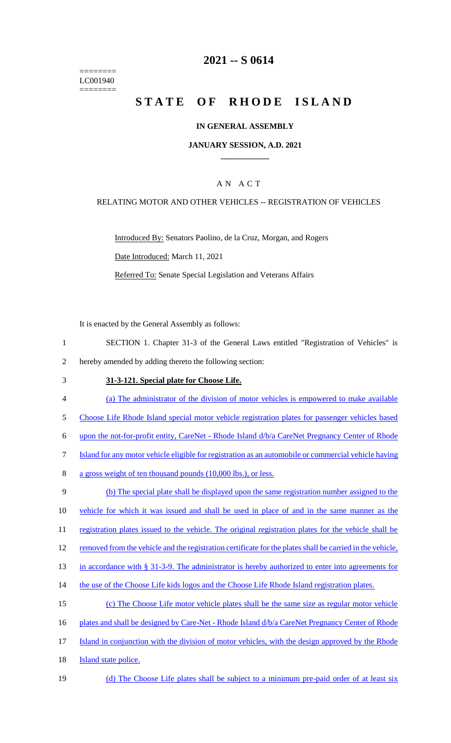========
LC001940
========

# 2021 -- S 0614

# STATE OF RHODE ISLAND

## IN GENERAL ASSEMBLY

### JANUARY SESSION, A.D. 2021

____________

A N A C T

RELATING MOTOR AND OTHER VEHICLES -- REGISTRATION OF VEHICLES

Introduced By: Senators Paolino, de la Cruz, Morgan, and Rogers

Date Introduced: March 11, 2021

Referred To: Senate Special Legislation and Veterans Affairs

It is enacted by the General Assembly as follows:

1 SECTION 1. Chapter 31-3 of the General Laws entitled "Registration of Vehicles" is
2 hereby amended by adding thereto the following section:

3 **31-3-121. Special plate for Choose Life.**

4 (a) The administrator of the division of motor vehicles is empowered to make available
5 Choose Life Rhode Island special motor vehicle registration plates for passenger vehicles based
6 upon the not-for-profit entity, CareNet - Rhode Island d/b/a CareNet Pregnancy Center of Rhode
7 Island for any motor vehicle eligible for registration as an automobile or commercial vehicle having
8 a gross weight of ten thousand pounds (10,000 lbs.), or less.

9 (b) The special plate shall be displayed upon the same registration number assigned to the
10 vehicle for which it was issued and shall be used in place of and in the same manner as the
11 registration plates issued to the vehicle. The original registration plates for the vehicle shall be
12 removed from the vehicle and the registration certificate for the plates shall be carried in the vehicle,
13 in accordance with § 31-3-9. The administrator is hereby authorized to enter into agreements for
14 the use of the Choose Life kids logos and the Choose Life Rhode Island registration plates.

15 (c) The Choose Life motor vehicle plates shall be the same size as regular motor vehicle
16 plates and shall be designed by Care-Net - Rhode Island d/b/a CareNet Pregnancy Center of Rhode
17 Island in conjunction with the division of motor vehicles, with the design approved by the Rhode
18 Island state police.

19 (d) The Choose Life plates shall be subject to a minimum pre-paid order of at least six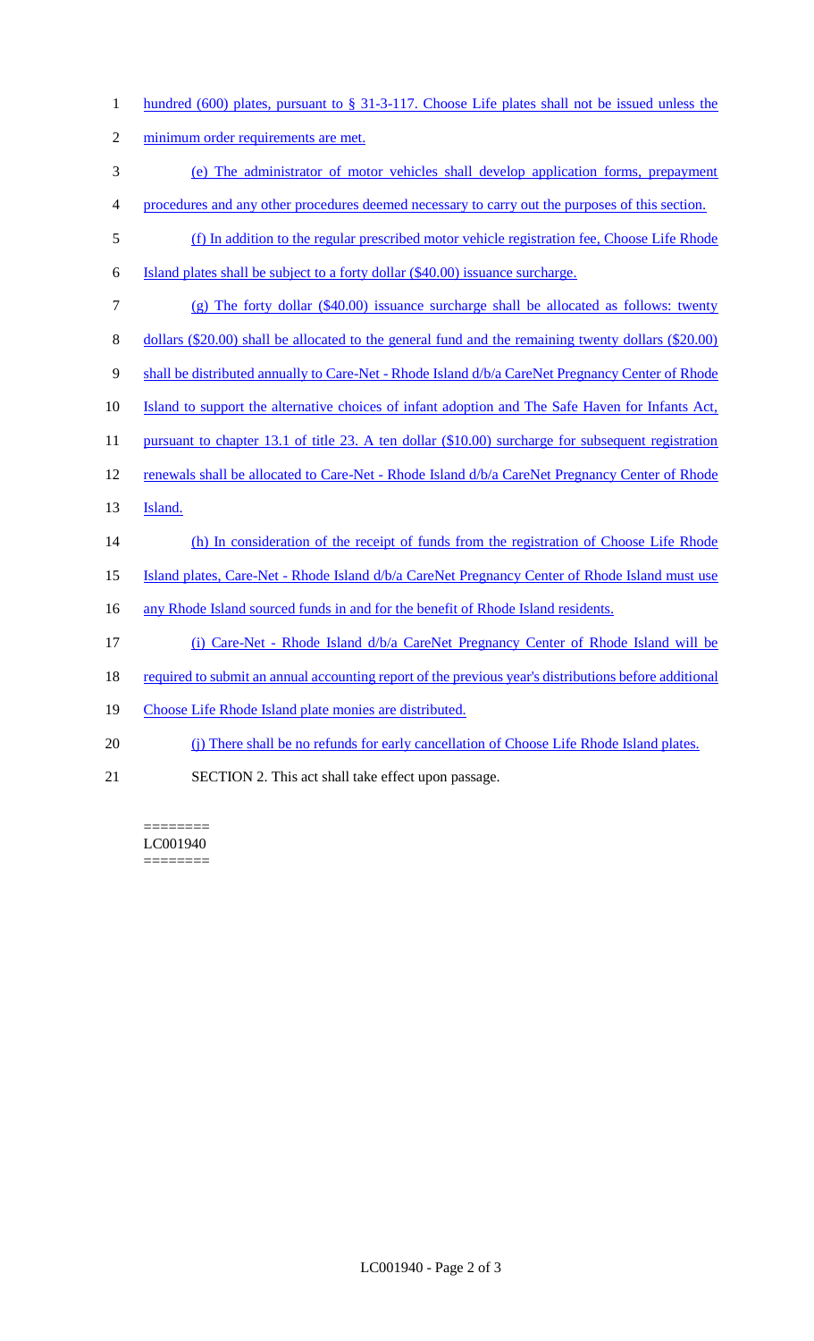hundred (600) plates, pursuant to § 31-3-117. Choose Life plates shall not be issued unless the minimum order requirements are met.

(e) The administrator of motor vehicles shall develop application forms, prepayment procedures and any other procedures deemed necessary to carry out the purposes of this section.

(f) In addition to the regular prescribed motor vehicle registration fee, Choose Life Rhode Island plates shall be subject to a forty dollar ($40.00) issuance surcharge.

(g) The forty dollar ($40.00) issuance surcharge shall be allocated as follows: twenty dollars ($20.00) shall be allocated to the general fund and the remaining twenty dollars ($20.00) shall be distributed annually to Care-Net - Rhode Island d/b/a CareNet Pregnancy Center of Rhode Island to support the alternative choices of infant adoption and The Safe Haven for Infants Act, pursuant to chapter 13.1 of title 23. A ten dollar ($10.00) surcharge for subsequent registration renewals shall be allocated to Care-Net - Rhode Island d/b/a CareNet Pregnancy Center of Rhode Island.

(h) In consideration of the receipt of funds from the registration of Choose Life Rhode Island plates, Care-Net - Rhode Island d/b/a CareNet Pregnancy Center of Rhode Island must use any Rhode Island sourced funds in and for the benefit of Rhode Island residents.

(i) Care-Net - Rhode Island d/b/a CareNet Pregnancy Center of Rhode Island will be required to submit an annual accounting report of the previous year's distributions before additional Choose Life Rhode Island plate monies are distributed.

(j) There shall be no refunds for early cancellation of Choose Life Rhode Island plates.

SECTION 2. This act shall take effect upon passage.

========
LC001940
========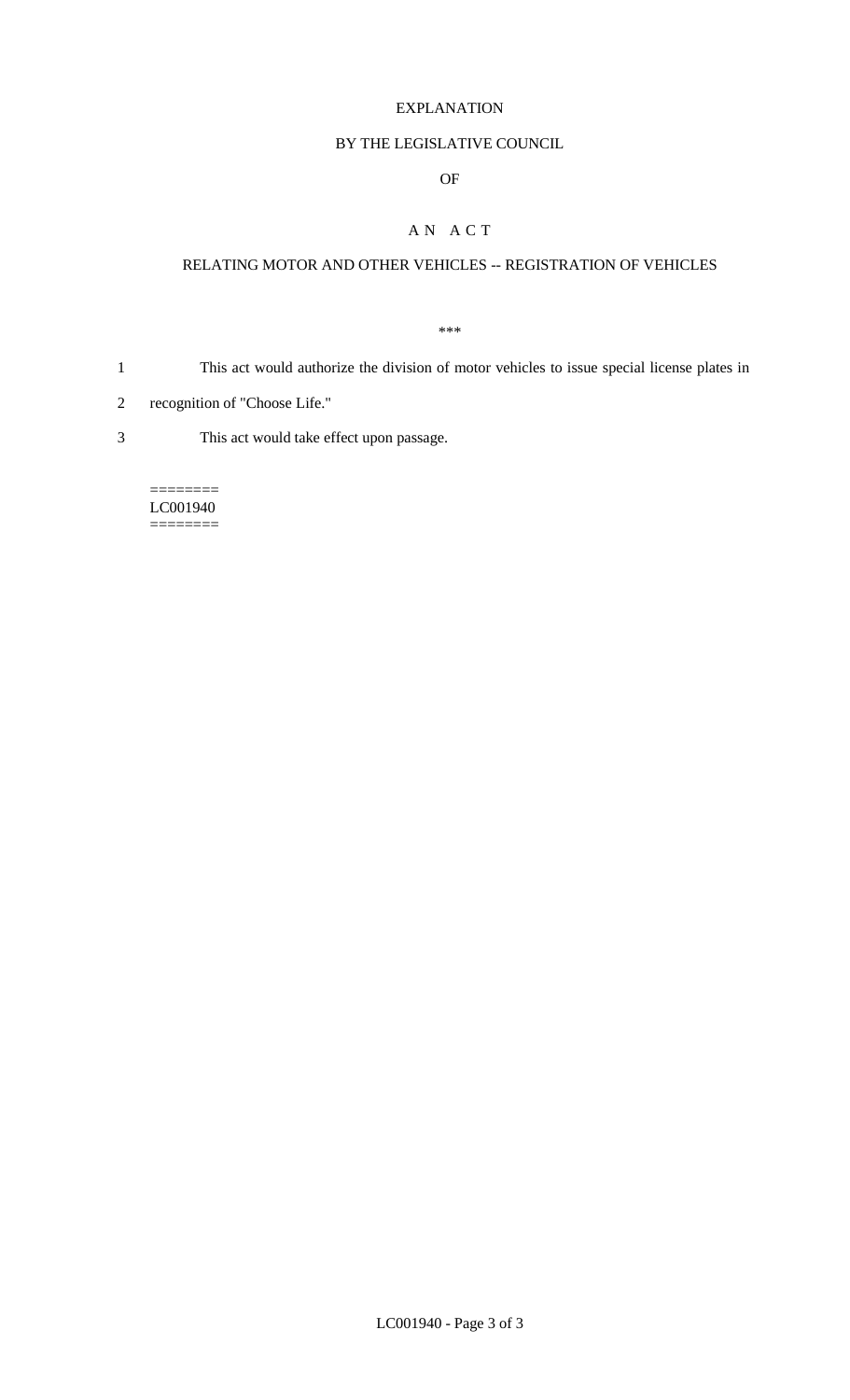EXPLANATION

BY THE LEGISLATIVE COUNCIL

OF

A N A C T

RELATING MOTOR AND OTHER VEHICLES -- REGISTRATION OF VEHICLES

\*\*\*

1 This act would authorize the division of motor vehicles to issue special license plates in

2 recognition of "Choose Life."

3 This act would take effect upon passage.

========
LC001940
========